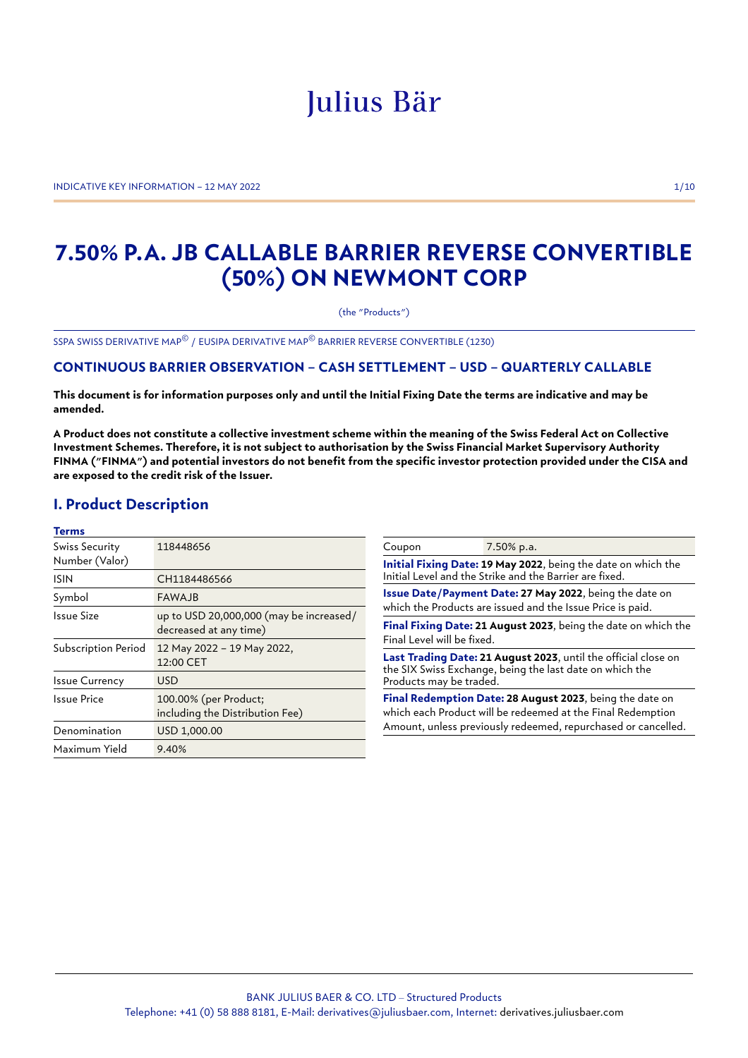Julius Bär

INDICATIVE KEY INFORMATION – 12 MAY 2022

# 7.50% P.A. JB CALLABLE BARRIER REVERSE CONVERTIBLE (50%) ON NEWMONT CORP

(the "Products")

SSPA SWISS DERIVATIVE MAP© / EUSIPA DERIVATIVE MAP© BARRIER REVERSE CONVERTIBLE (1230)

### CONTINUOUS BARRIER OBSERVATION – CASH SETTLEMENT – USD – QUARTERLY CALLABLE

**This document is for information purposes only and until the Initial Fixing Date the terms are indicative and may be amended.**

**A Product does not constitute a collective investment scheme within the meaning of the Swiss Federal Act on Collective Investment Schemes. Therefore, it is not subject to authorisation by the Swiss Financial Market Supervisory Authority FINMA ("FINMA") and potential investors do not benefit from the specific investor protection provided under the CISA and are exposed to the credit risk of the Issuer.**

## I. Product Description

**Terms**

| | |
|---|---|
| Swiss Security Number (Valor) | 118448656 |
| ISIN | CH1184486566 |
| Symbol | FAWAJB |
| Issue Size | up to USD 20,000,000 (may be increased/ decreased at any time) |
| Subscription Period | 12 May 2022 – 19 May 2022, 12:00 CET |
| Issue Currency | USD |
| Issue Price | 100.00% (per Product; including the Distribution Fee) |
| Denomination | USD 1,000.00 |
| Maximum Yield | 9.40% |

| | |
|---|---|
| Coupon | 7.50% p.a. |

**Initial Fixing Date: 19 May 2022**, being the date on which the Initial Level and the Strike and the Barrier are fixed.

**Issue Date/Payment Date: 27 May 2022**, being the date on which the Products are issued and the Issue Price is paid.

**Final Fixing Date: 21 August 2023**, being the date on which the Final Level will be fixed.

**Last Trading Date: 21 August 2023**, until the official close on the SIX Swiss Exchange, being the last date on which the Products may be traded.

**Final Redemption Date: 28 August 2023**, being the date on which each Product will be redeemed at the Final Redemption Amount, unless previously redeemed, repurchased or cancelled.

BANK JULIUS BAER & CO. LTD – Structured Products
Telephone: +41 (0) 58 888 8181, E-Mail: derivatives@juliusbaer.com, Internet: derivatives.juliusbaer.com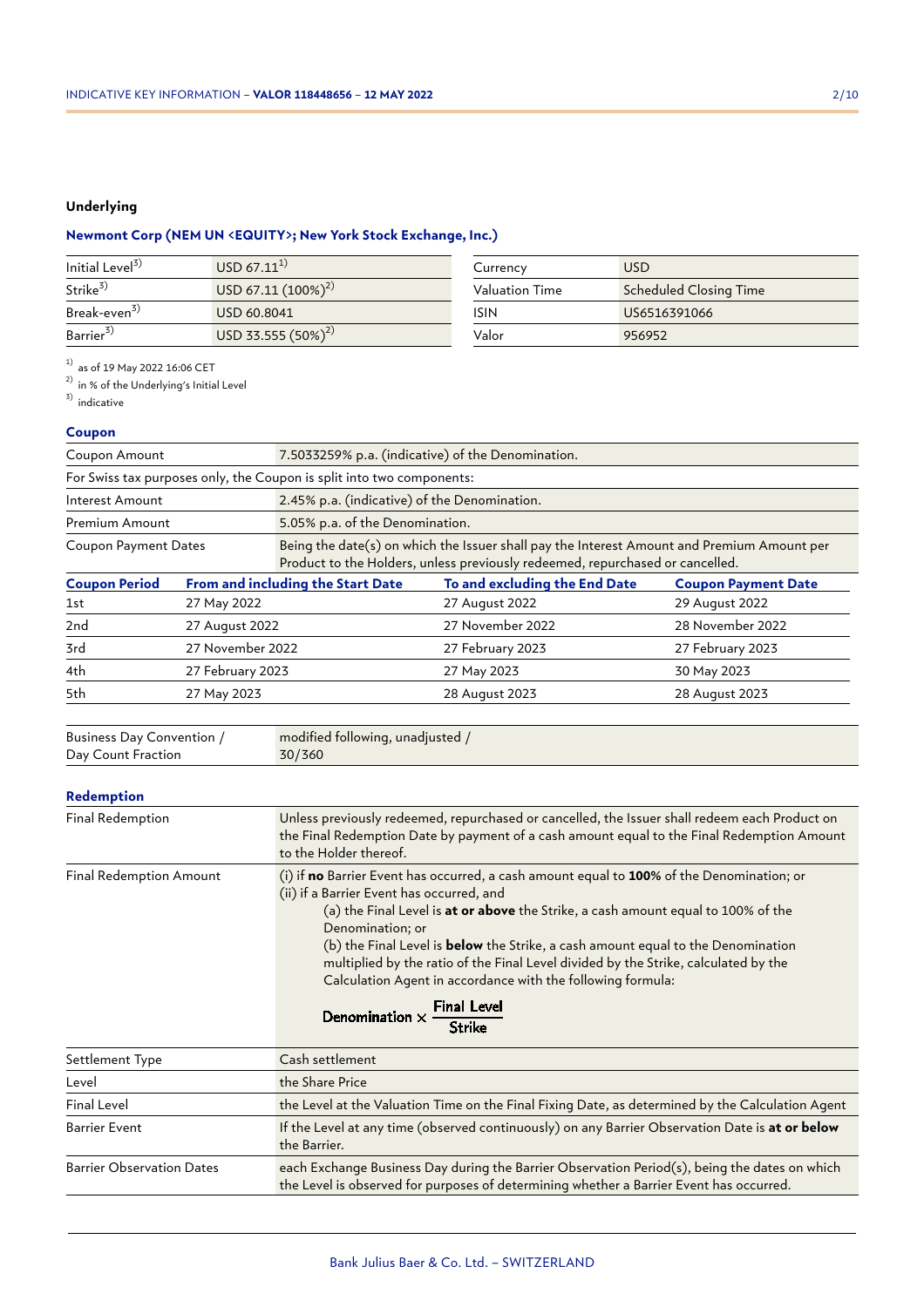**Underlying**

**Newmont Corp (NEM UN <EQUITY>; New York Stock Exchange, Inc.)**

| | | | |
|---|---|---|---|
| Initial Level[3] | USD 67.11[1] | Currency | USD |
| Strike[3] | USD 67.11 (100%)[2] | Valuation Time | Scheduled Closing Time |
| Break-even[3] | USD 60.8041 | ISIN | US6516391066 |
| Barrier[3] | USD 33.555 (50%)[2] | Valor | 956952 |

[1] as of 19 May 2022 16:06 CET
[2] in % of the Underlying's Initial Level
[3] indicative

**Coupon**

| | |
|---|---|
| Coupon Amount | 7.5033259% p.a. (indicative) of the Denomination. |
| For Swiss tax purposes only, the Coupon is split into two components: | |
| Interest Amount | 2.45% p.a. (indicative) of the Denomination. |
| Premium Amount | 5.05% p.a. of the Denomination. |
| Coupon Payment Dates | Being the date(s) on which the Issuer shall pay the Interest Amount and Premium Amount per Product to the Holders, unless previously redeemed, repurchased or cancelled. |

| Coupon Period | From and including the Start Date | To and excluding the End Date | Coupon Payment Date |
|---|---|---|---|
| 1st | 27 May 2022 | 27 August 2022 | 29 August 2022 |
| 2nd | 27 August 2022 | 27 November 2022 | 28 November 2022 |
| 3rd | 27 November 2022 | 27 February 2023 | 27 February 2023 |
| 4th | 27 February 2023 | 27 May 2023 | 30 May 2023 |
| 5th | 27 May 2023 | 28 August 2023 | 28 August 2023 |

| | |
|---|---|
| Business Day Convention / Day Count Fraction | modified following, unadjusted / 30/360 |

**Redemption**

| | |
|---|---|
| Final Redemption | Unless previously redeemed, repurchased or cancelled, the Issuer shall redeem each Product on the Final Redemption Date by payment of a cash amount equal to the Final Redemption Amount to the Holder thereof. |
| Final Redemption Amount | (i) if **no** Barrier Event has occurred, a cash amount equal to **100%** of the Denomination; or<br>(ii) if a Barrier Event has occurred, and<br>(a) the Final Level is **at or above** the Strike, a cash amount equal to 100% of the Denomination; or<br>(b) the Final Level is **below** the Strike, a cash amount equal to the Denomination multiplied by the ratio of the Final Level divided by the Strike, calculated by the Calculation Agent in accordance with the following formula:<br>$\text{Denomination} \times \frac{\text{Final Level}}{\text{Strike}}$ |
| Settlement Type | Cash settlement |
| Level | the Share Price |
| Final Level | the Level at the Valuation Time on the Final Fixing Date, as determined by the Calculation Agent |
| Barrier Event | If the Level at any time (observed continuously) on any Barrier Observation Date is **at or below** the Barrier. |
| Barrier Observation Dates | each Exchange Business Day during the Barrier Observation Period(s), being the dates on which the Level is observed for purposes of determining whether a Barrier Event has occurred. |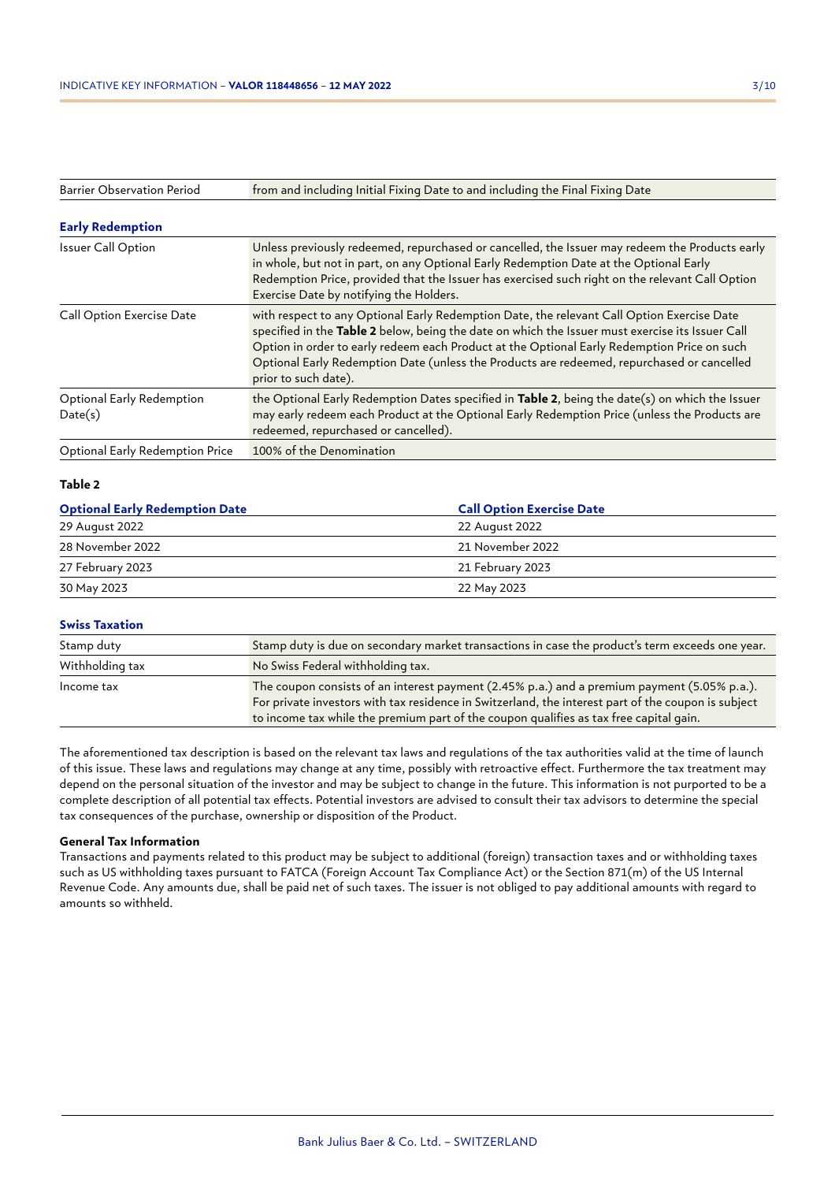| Barrier Observation Period | from and including Initial Fixing Date to and including the Final Fixing Date |
|---|---|

**Early Redemption**

| | |
|---|---|
| Issuer Call Option | Unless previously redeemed, repurchased or cancelled, the Issuer may redeem the Products early in whole, but not in part, on any Optional Early Redemption Date at the Optional Early Redemption Price, provided that the Issuer has exercised such right on the relevant Call Option Exercise Date by notifying the Holders. |
| Call Option Exercise Date | with respect to any Optional Early Redemption Date, the relevant Call Option Exercise Date specified in the **Table 2** below, being the date on which the Issuer must exercise its Issuer Call Option in order to early redeem each Product at the Optional Early Redemption Price on such Optional Early Redemption Date (unless the Products are redeemed, repurchased or cancelled prior to such date). |
| Optional Early Redemption Date(s) | the Optional Early Redemption Dates specified in **Table 2**, being the date(s) on which the Issuer may early redeem each Product at the Optional Early Redemption Price (unless the Products are redeemed, repurchased or cancelled). |
| Optional Early Redemption Price | 100% of the Denomination |

**Table 2**

| Optional Early Redemption Date | Call Option Exercise Date |
|---|---|
| 29 August 2022 | 22 August 2022 |
| 28 November 2022 | 21 November 2022 |
| 27 February 2023 | 21 February 2023 |
| 30 May 2023 | 22 May 2023 |

**Swiss Taxation**

| | |
|---|---|
| Stamp duty | Stamp duty is due on secondary market transactions in case the product's term exceeds one year. |
| Withholding tax | No Swiss Federal withholding tax. |
| Income tax | The coupon consists of an interest payment (2.45% p.a.) and a premium payment (5.05% p.a.). For private investors with tax residence in Switzerland, the interest part of the coupon is subject to income tax while the premium part of the coupon qualifies as tax free capital gain. |

The aforementioned tax description is based on the relevant tax laws and regulations of the tax authorities valid at the time of launch of this issue. These laws and regulations may change at any time, possibly with retroactive effect. Furthermore the tax treatment may depend on the personal situation of the investor and may be subject to change in the future. This information is not purported to be a complete description of all potential tax effects. Potential investors are advised to consult their tax advisors to determine the special tax consequences of the purchase, ownership or disposition of the Product.

**General Tax Information**

Transactions and payments related to this product may be subject to additional (foreign) transaction taxes and or withholding taxes such as US withholding taxes pursuant to FATCA (Foreign Account Tax Compliance Act) or the Section 871(m) of the US Internal Revenue Code. Any amounts due, shall be paid net of such taxes. The issuer is not obliged to pay additional amounts with regard to amounts so withheld.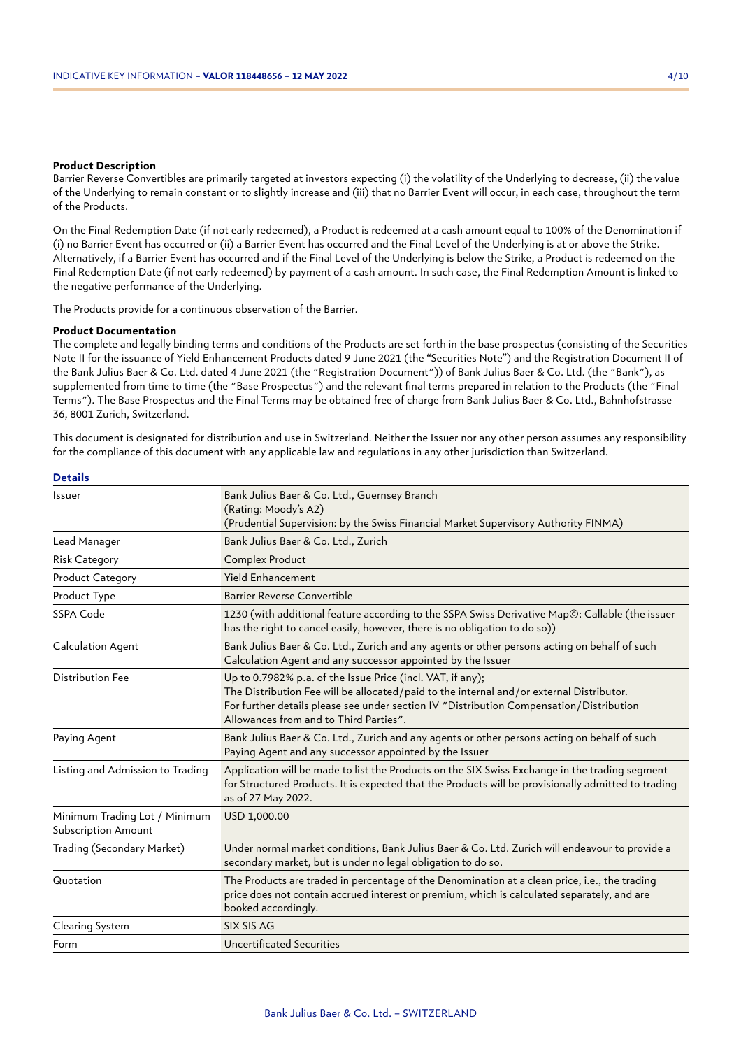**Product Description**

Barrier Reverse Convertibles are primarily targeted at investors expecting (i) the volatility of the Underlying to decrease, (ii) the value of the Underlying to remain constant or to slightly increase and (iii) that no Barrier Event will occur, in each case, throughout the term of the Products.

On the Final Redemption Date (if not early redeemed), a Product is redeemed at a cash amount equal to 100% of the Denomination if (i) no Barrier Event has occurred or (ii) a Barrier Event has occurred and the Final Level of the Underlying is at or above the Strike. Alternatively, if a Barrier Event has occurred and if the Final Level of the Underlying is below the Strike, a Product is redeemed on the Final Redemption Date (if not early redeemed) by payment of a cash amount. In such case, the Final Redemption Amount is linked to the negative performance of the Underlying.

The Products provide for a continuous observation of the Barrier.

**Product Documentation**

The complete and legally binding terms and conditions of the Products are set forth in the base prospectus (consisting of the Securities Note II for the issuance of Yield Enhancement Products dated 9 June 2021 (the "Securities Note") and the Registration Document II of the Bank Julius Baer & Co. Ltd. dated 4 June 2021 (the "Registration Document")) of Bank Julius Baer & Co. Ltd. (the "Bank"), as supplemented from time to time (the "Base Prospectus") and the relevant final terms prepared in relation to the Products (the "Final Terms"). The Base Prospectus and the Final Terms may be obtained free of charge from Bank Julius Baer & Co. Ltd., Bahnhofstrasse 36, 8001 Zurich, Switzerland.

This document is designated for distribution and use in Switzerland. Neither the Issuer nor any other person assumes any responsibility for the compliance of this document with any applicable law and regulations in any other jurisdiction than Switzerland.

## Details

| | |
|---|---|
| Issuer | Bank Julius Baer & Co. Ltd., Guernsey Branch<br>(Rating: Moody's A2)<br>(Prudential Supervision: by the Swiss Financial Market Supervisory Authority FINMA) |
| Lead Manager | Bank Julius Baer & Co. Ltd., Zurich |
| Risk Category | Complex Product |
| Product Category | Yield Enhancement |
| Product Type | Barrier Reverse Convertible |
| SSPA Code | 1230 (with additional feature according to the SSPA Swiss Derivative Map©: Callable (the issuer has the right to cancel easily, however, there is no obligation to do so)) |
| Calculation Agent | Bank Julius Baer & Co. Ltd., Zurich and any agents or other persons acting on behalf of such Calculation Agent and any successor appointed by the Issuer |
| Distribution Fee | Up to 0.7982% p.a. of the Issue Price (incl. VAT, if any);<br>The Distribution Fee will be allocated/paid to the internal and/or external Distributor.<br>For further details please see under section IV "Distribution Compensation/Distribution Allowances from and to Third Parties". |
| Paying Agent | Bank Julius Baer & Co. Ltd., Zurich and any agents or other persons acting on behalf of such Paying Agent and any successor appointed by the Issuer |
| Listing and Admission to Trading | Application will be made to list the Products on the SIX Swiss Exchange in the trading segment for Structured Products. It is expected that the Products will be provisionally admitted to trading as of 27 May 2022. |
| Minimum Trading Lot / Minimum Subscription Amount | USD 1,000.00 |
| Trading (Secondary Market) | Under normal market conditions, Bank Julius Baer & Co. Ltd. Zurich will endeavour to provide a secondary market, but is under no legal obligation to do so. |
| Quotation | The Products are traded in percentage of the Denomination at a clean price, i.e., the trading price does not contain accrued interest or premium, which is calculated separately, and are booked accordingly. |
| Clearing System | SIX SIS AG |
| Form | Uncertificated Securities |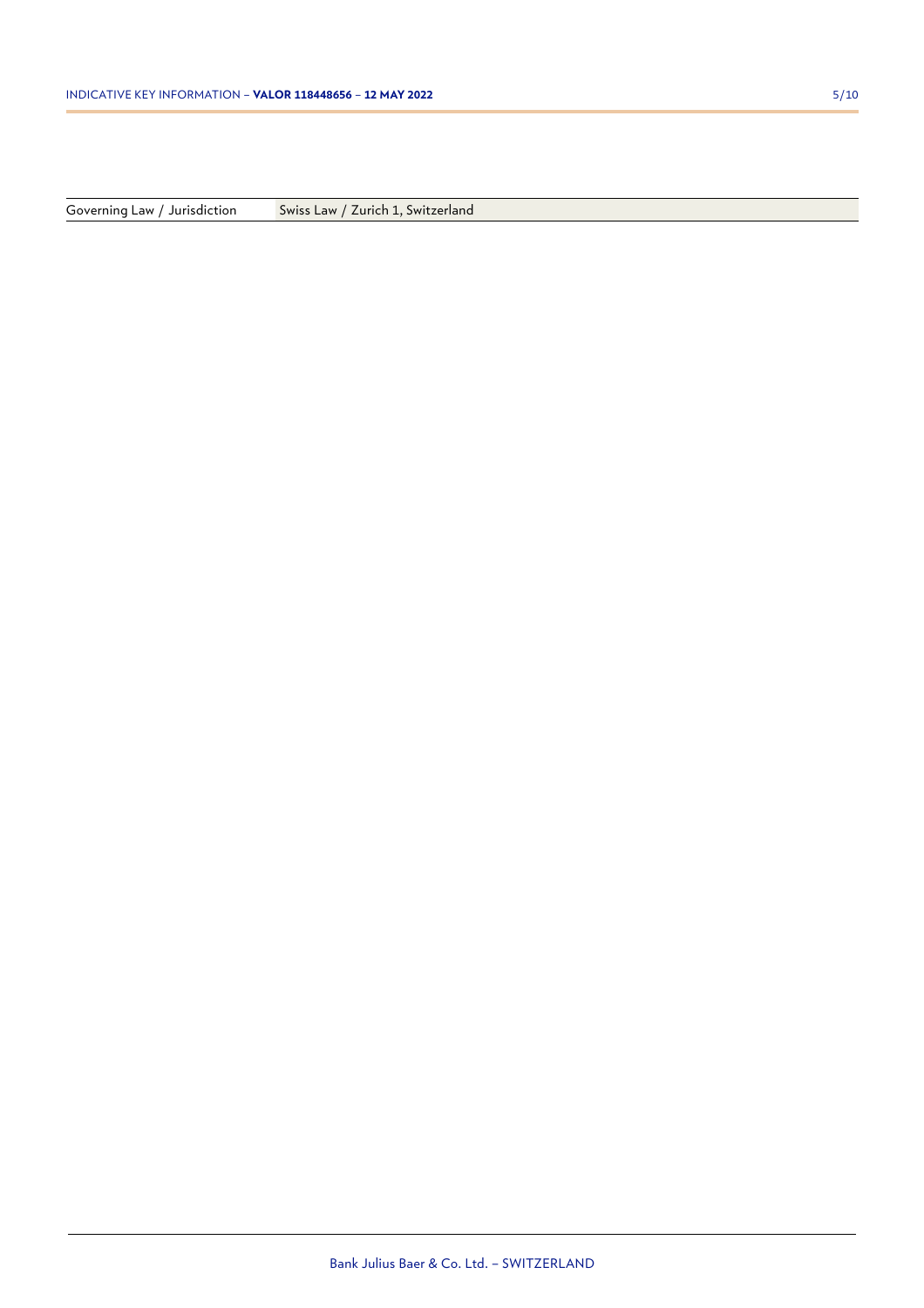| Governing Law / Jurisdiction | Swiss Law / Zurich 1, Switzerland |
|---|---|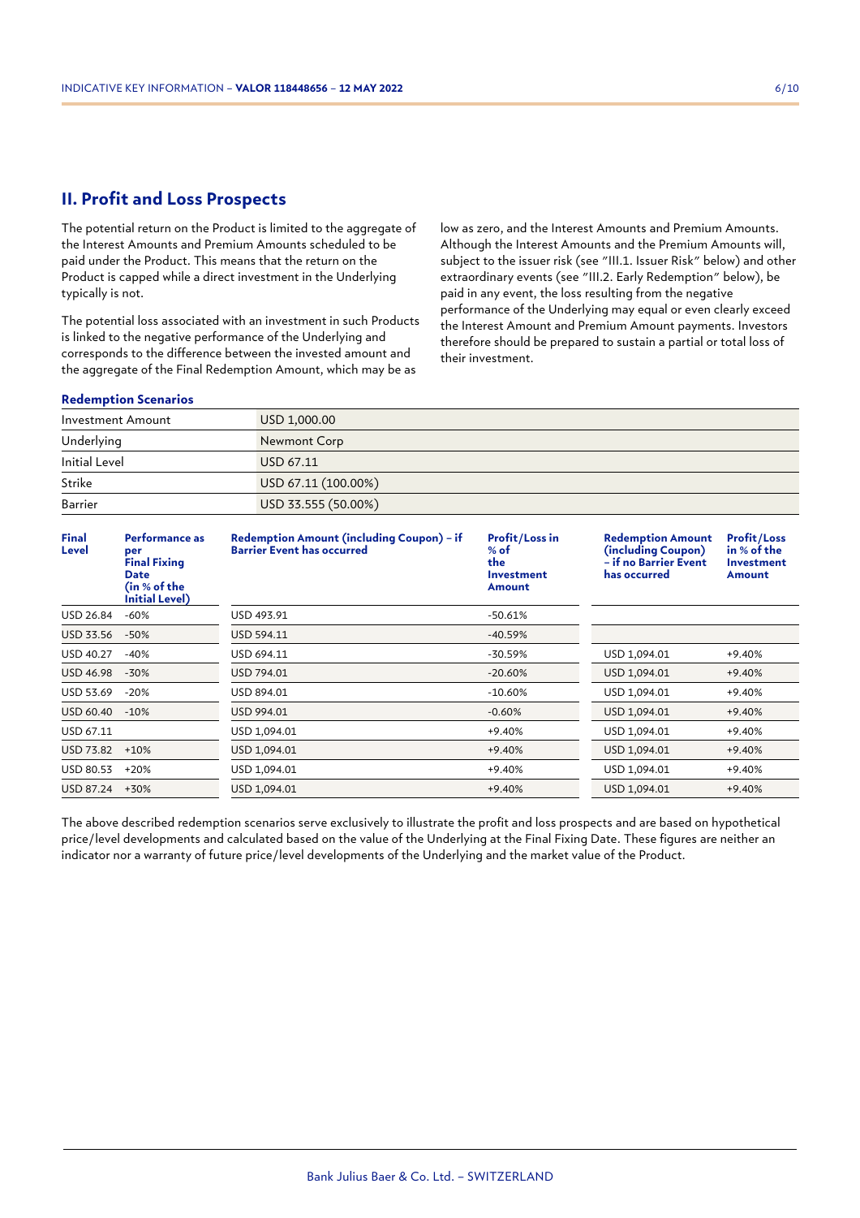## II. Profit and Loss Prospects

The potential return on the Product is limited to the aggregate of the Interest Amounts and Premium Amounts scheduled to be paid under the Product. This means that the return on the Product is capped while a direct investment in the Underlying typically is not.

The potential loss associated with an investment in such Products is linked to the negative performance of the Underlying and corresponds to the difference between the invested amount and the aggregate of the Final Redemption Amount, which may be as low as zero, and the Interest Amounts and Premium Amounts. Although the Interest Amounts and the Premium Amounts will, subject to the issuer risk (see "III.1. Issuer Risk" below) and other extraordinary events (see "III.2. Early Redemption" below), be paid in any event, the loss resulting from the negative performance of the Underlying may equal or even clearly exceed the Interest Amount and Premium Amount payments. Investors therefore should be prepared to sustain a partial or total loss of their investment.

### Redemption Scenarios

| | |
|---|---|
| Investment Amount | USD 1,000.00 |
| Underlying | Newmont Corp |
| Initial Level | USD 67.11 |
| Strike | USD 67.11 (100.00%) |
| Barrier | USD 33.555 (50.00%) |

| Final Level | Performance as per Final Fixing Date (in % of the Initial Level) | Redemption Amount (including Coupon) – if Barrier Event has occurred | Profit/Loss in % of the Investment Amount | Redemption Amount (including Coupon) – if no Barrier Event has occurred | Profit/Loss in % of the Investment Amount |
|---|---|---|---|---|---|
| USD 26.84 | -60% | USD 493.91 | -50.61% | | |
| USD 33.56 | -50% | USD 594.11 | -40.59% | | |
| USD 40.27 | -40% | USD 694.11 | -30.59% | USD 1,094.01 | +9.40% |
| USD 46.98 | -30% | USD 794.01 | -20.60% | USD 1,094.01 | +9.40% |
| USD 53.69 | -20% | USD 894.01 | -10.60% | USD 1,094.01 | +9.40% |
| USD 60.40 | -10% | USD 994.01 | -0.60% | USD 1,094.01 | +9.40% |
| USD 67.11 | | USD 1,094.01 | +9.40% | USD 1,094.01 | +9.40% |
| USD 73.82 | +10% | USD 1,094.01 | +9.40% | USD 1,094.01 | +9.40% |
| USD 80.53 | +20% | USD 1,094.01 | +9.40% | USD 1,094.01 | +9.40% |
| USD 87.24 | +30% | USD 1,094.01 | +9.40% | USD 1,094.01 | +9.40% |

The above described redemption scenarios serve exclusively to illustrate the profit and loss prospects and are based on hypothetical price/level developments and calculated based on the value of the Underlying at the Final Fixing Date. These figures are neither an indicator nor a warranty of future price/level developments of the Underlying and the market value of the Product.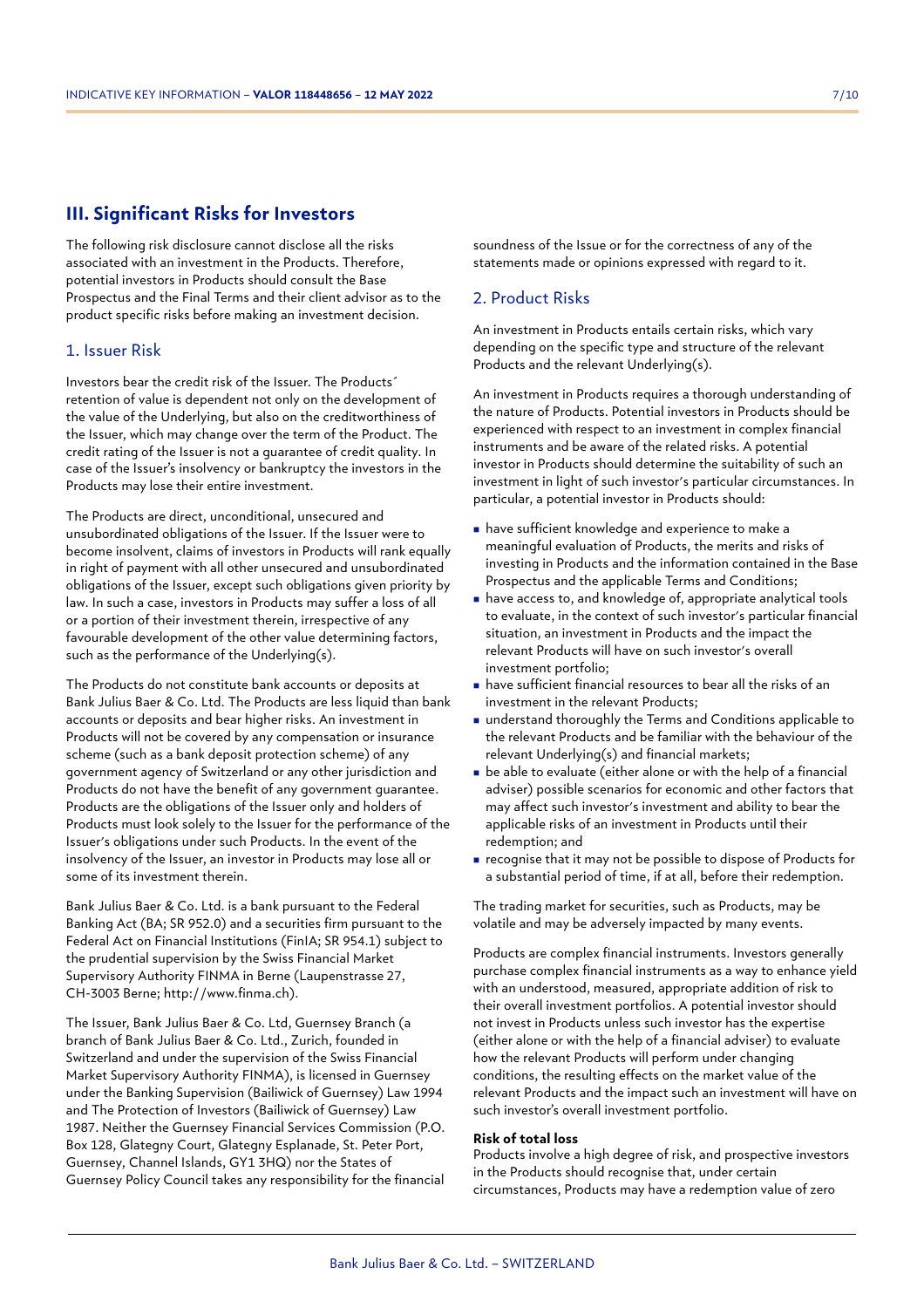## III. Significant Risks for Investors

The following risk disclosure cannot disclose all the risks associated with an investment in the Products. Therefore, potential investors in Products should consult the Base Prospectus and the Final Terms and their client advisor as to the product specific risks before making an investment decision.

### 1. Issuer Risk

Investors bear the credit risk of the Issuer. The Products´ retention of value is dependent not only on the development of the value of the Underlying, but also on the creditworthiness of the Issuer, which may change over the term of the Product. The credit rating of the Issuer is not a guarantee of credit quality. In case of the Issuer's insolvency or bankruptcy the investors in the Products may lose their entire investment.

The Products are direct, unconditional, unsecured and unsubordinated obligations of the Issuer. If the Issuer were to become insolvent, claims of investors in Products will rank equally in right of payment with all other unsecured and unsubordinated obligations of the Issuer, except such obligations given priority by law. In such a case, investors in Products may suffer a loss of all or a portion of their investment therein, irrespective of any favourable development of the other value determining factors, such as the performance of the Underlying(s).

The Products do not constitute bank accounts or deposits at Bank Julius Baer & Co. Ltd. The Products are less liquid than bank accounts or deposits and bear higher risks. An investment in Products will not be covered by any compensation or insurance scheme (such as a bank deposit protection scheme) of any government agency of Switzerland or any other jurisdiction and Products do not have the benefit of any government guarantee. Products are the obligations of the Issuer only and holders of Products must look solely to the Issuer for the performance of the Issuer's obligations under such Products. In the event of the insolvency of the Issuer, an investor in Products may lose all or some of its investment therein.

Bank Julius Baer & Co. Ltd. is a bank pursuant to the Federal Banking Act (BA; SR 952.0) and a securities firm pursuant to the Federal Act on Financial Institutions (FinIA; SR 954.1) subject to the prudential supervision by the Swiss Financial Market Supervisory Authority FINMA in Berne (Laupenstrasse 27, CH-3003 Berne; http://www.finma.ch).

The Issuer, Bank Julius Baer & Co. Ltd, Guernsey Branch (a branch of Bank Julius Baer & Co. Ltd., Zurich, founded in Switzerland and under the supervision of the Swiss Financial Market Supervisory Authority FINMA), is licensed in Guernsey under the Banking Supervision (Bailiwick of Guernsey) Law 1994 and The Protection of Investors (Bailiwick of Guernsey) Law 1987. Neither the Guernsey Financial Services Commission (P.O. Box 128, Glategny Court, Glategny Esplanade, St. Peter Port, Guernsey, Channel Islands, GY1 3HQ) nor the States of Guernsey Policy Council takes any responsibility for the financial soundness of the Issue or for the correctness of any of the statements made or opinions expressed with regard to it.

### 2. Product Risks

An investment in Products entails certain risks, which vary depending on the specific type and structure of the relevant Products and the relevant Underlying(s).

An investment in Products requires a thorough understanding of the nature of Products. Potential investors in Products should be experienced with respect to an investment in complex financial instruments and be aware of the related risks. A potential investor in Products should determine the suitability of such an investment in light of such investor's particular circumstances. In particular, a potential investor in Products should:

- have sufficient knowledge and experience to make a meaningful evaluation of Products, the merits and risks of investing in Products and the information contained in the Base Prospectus and the applicable Terms and Conditions;
- have access to, and knowledge of, appropriate analytical tools to evaluate, in the context of such investor's particular financial situation, an investment in Products and the impact the relevant Products will have on such investor's overall investment portfolio;
- have sufficient financial resources to bear all the risks of an investment in the relevant Products;
- understand thoroughly the Terms and Conditions applicable to the relevant Products and be familiar with the behaviour of the relevant Underlying(s) and financial markets;
- be able to evaluate (either alone or with the help of a financial adviser) possible scenarios for economic and other factors that may affect such investor's investment and ability to bear the applicable risks of an investment in Products until their redemption; and
- recognise that it may not be possible to dispose of Products for a substantial period of time, if at all, before their redemption.

The trading market for securities, such as Products, may be volatile and may be adversely impacted by many events.

Products are complex financial instruments. Investors generally purchase complex financial instruments as a way to enhance yield with an understood, measured, appropriate addition of risk to their overall investment portfolios. A potential investor should not invest in Products unless such investor has the expertise (either alone or with the help of a financial adviser) to evaluate how the relevant Products will perform under changing conditions, the resulting effects on the market value of the relevant Products and the impact such an investment will have on such investor's overall investment portfolio.

**Risk of total loss**

Products involve a high degree of risk, and prospective investors in the Products should recognise that, under certain circumstances, Products may have a redemption value of zero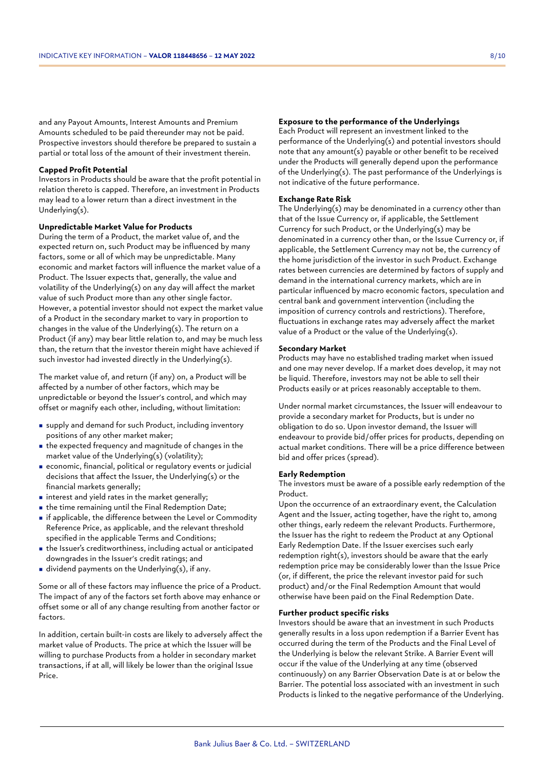and any Payout Amounts, Interest Amounts and Premium Amounts scheduled to be paid thereunder may not be paid. Prospective investors should therefore be prepared to sustain a partial or total loss of the amount of their investment therein.

**Capped Profit Potential**

Investors in Products should be aware that the profit potential in relation thereto is capped. Therefore, an investment in Products may lead to a lower return than a direct investment in the Underlying(s).

**Unpredictable Market Value for Products**

During the term of a Product, the market value of, and the expected return on, such Product may be influenced by many factors, some or all of which may be unpredictable. Many economic and market factors will influence the market value of a Product. The Issuer expects that, generally, the value and volatility of the Underlying(s) on any day will affect the market value of such Product more than any other single factor. However, a potential investor should not expect the market value of a Product in the secondary market to vary in proportion to changes in the value of the Underlying(s). The return on a Product (if any) may bear little relation to, and may be much less than, the return that the investor therein might have achieved if such investor had invested directly in the Underlying(s).

The market value of, and return (if any) on, a Product will be affected by a number of other factors, which may be unpredictable or beyond the Issuer's control, and which may offset or magnify each other, including, without limitation:

- supply and demand for such Product, including inventory positions of any other market maker;
- the expected frequency and magnitude of changes in the market value of the Underlying(s) (volatility);
- economic, financial, political or regulatory events or judicial decisions that affect the Issuer, the Underlying(s) or the financial markets generally;
- interest and yield rates in the market generally;
- the time remaining until the Final Redemption Date;
- if applicable, the difference between the Level or Commodity Reference Price, as applicable, and the relevant threshold specified in the applicable Terms and Conditions;
- the Issuer's creditworthiness, including actual or anticipated downgrades in the Issuer's credit ratings; and
- dividend payments on the Underlying(s), if any.

Some or all of these factors may influence the price of a Product. The impact of any of the factors set forth above may enhance or offset some or all of any change resulting from another factor or factors.

In addition, certain built-in costs are likely to adversely affect the market value of Products. The price at which the Issuer will be willing to purchase Products from a holder in secondary market transactions, if at all, will likely be lower than the original Issue Price.

**Exposure to the performance of the Underlyings**

Each Product will represent an investment linked to the performance of the Underlying(s) and potential investors should note that any amount(s) payable or other benefit to be received under the Products will generally depend upon the performance of the Underlying(s). The past performance of the Underlyings is not indicative of the future performance.

**Exchange Rate Risk**

The Underlying(s) may be denominated in a currency other than that of the Issue Currency or, if applicable, the Settlement Currency for such Product, or the Underlying(s) may be denominated in a currency other than, or the Issue Currency or, if applicable, the Settlement Currency may not be, the currency of the home jurisdiction of the investor in such Product. Exchange rates between currencies are determined by factors of supply and demand in the international currency markets, which are in particular influenced by macro economic factors, speculation and central bank and government intervention (including the imposition of currency controls and restrictions). Therefore, fluctuations in exchange rates may adversely affect the market value of a Product or the value of the Underlying(s).

**Secondary Market**

Products may have no established trading market when issued and one may never develop. If a market does develop, it may not be liquid. Therefore, investors may not be able to sell their Products easily or at prices reasonably acceptable to them.

Under normal market circumstances, the Issuer will endeavour to provide a secondary market for Products, but is under no obligation to do so. Upon investor demand, the Issuer will endeavour to provide bid/offer prices for products, depending on actual market conditions. There will be a price difference between bid and offer prices (spread).

**Early Redemption**

The investors must be aware of a possible early redemption of the Product.

Upon the occurrence of an extraordinary event, the Calculation Agent and the Issuer, acting together, have the right to, among other things, early redeem the relevant Products. Furthermore, the Issuer has the right to redeem the Product at any Optional Early Redemption Date. If the Issuer exercises such early redemption right(s), investors should be aware that the early redemption price may be considerably lower than the Issue Price (or, if different, the price the relevant investor paid for such product) and/or the Final Redemption Amount that would otherwise have been paid on the Final Redemption Date.

**Further product specific risks**

Investors should be aware that an investment in such Products generally results in a loss upon redemption if a Barrier Event has occurred during the term of the Products and the Final Level of the Underlying is below the relevant Strike. A Barrier Event will occur if the value of the Underlying at any time (observed continuously) on any Barrier Observation Date is at or below the Barrier. The potential loss associated with an investment in such Products is linked to the negative performance of the Underlying.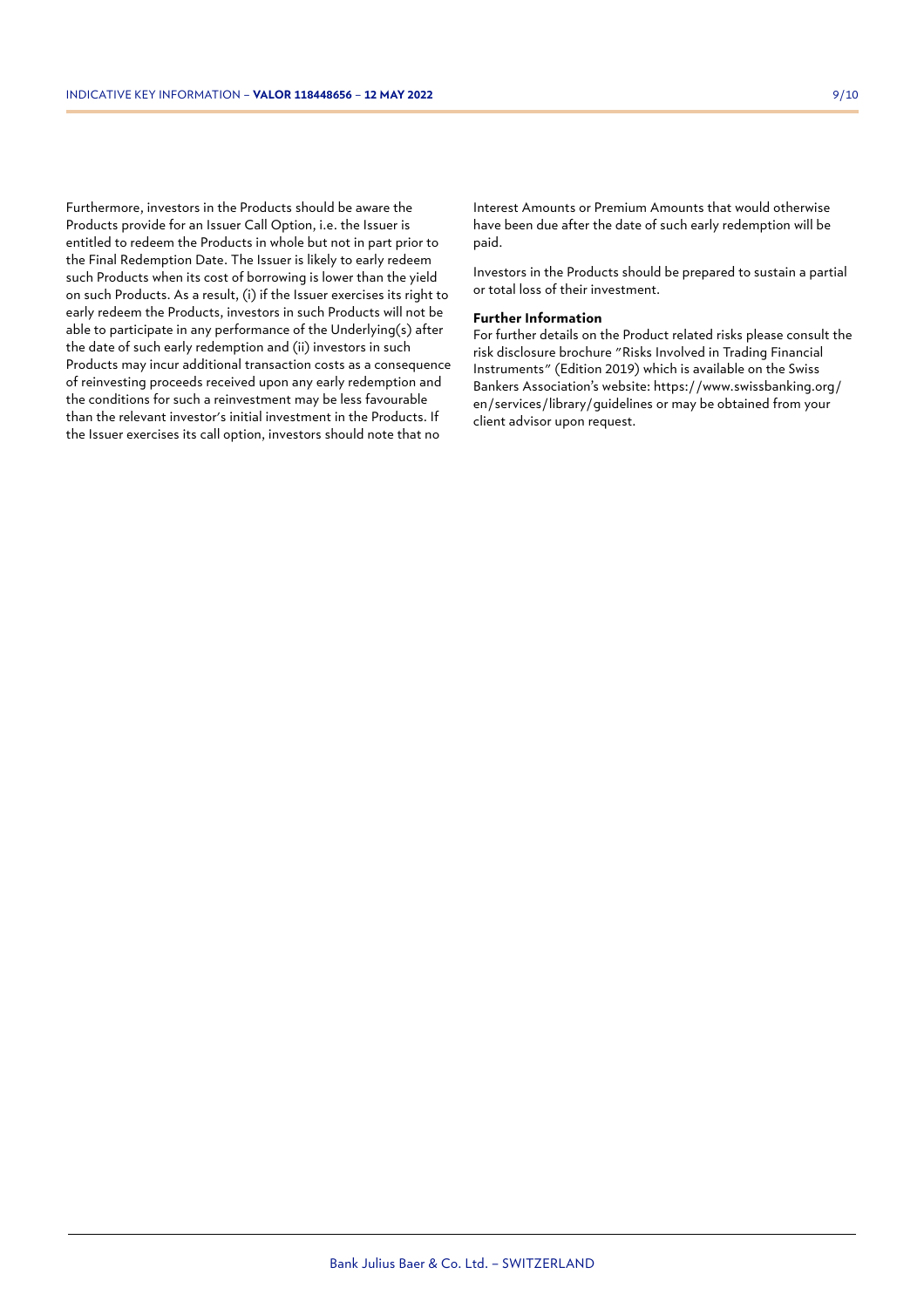Furthermore, investors in the Products should be aware the Products provide for an Issuer Call Option, i.e. the Issuer is entitled to redeem the Products in whole but not in part prior to the Final Redemption Date. The Issuer is likely to early redeem such Products when its cost of borrowing is lower than the yield on such Products. As a result, (i) if the Issuer exercises its right to early redeem the Products, investors in such Products will not be able to participate in any performance of the Underlying(s) after the date of such early redemption and (ii) investors in such Products may incur additional transaction costs as a consequence of reinvesting proceeds received upon any early redemption and the conditions for such a reinvestment may be less favourable than the relevant investor's initial investment in the Products. If the Issuer exercises its call option, investors should note that no Interest Amounts or Premium Amounts that would otherwise have been due after the date of such early redemption will be paid.

Investors in the Products should be prepared to sustain a partial or total loss of their investment.

**Further Information**

For further details on the Product related risks please consult the risk disclosure brochure "Risks Involved in Trading Financial Instruments" (Edition 2019) which is available on the Swiss Bankers Association's website: https://www.swissbanking.org/en/services/library/guidelines or may be obtained from your client advisor upon request.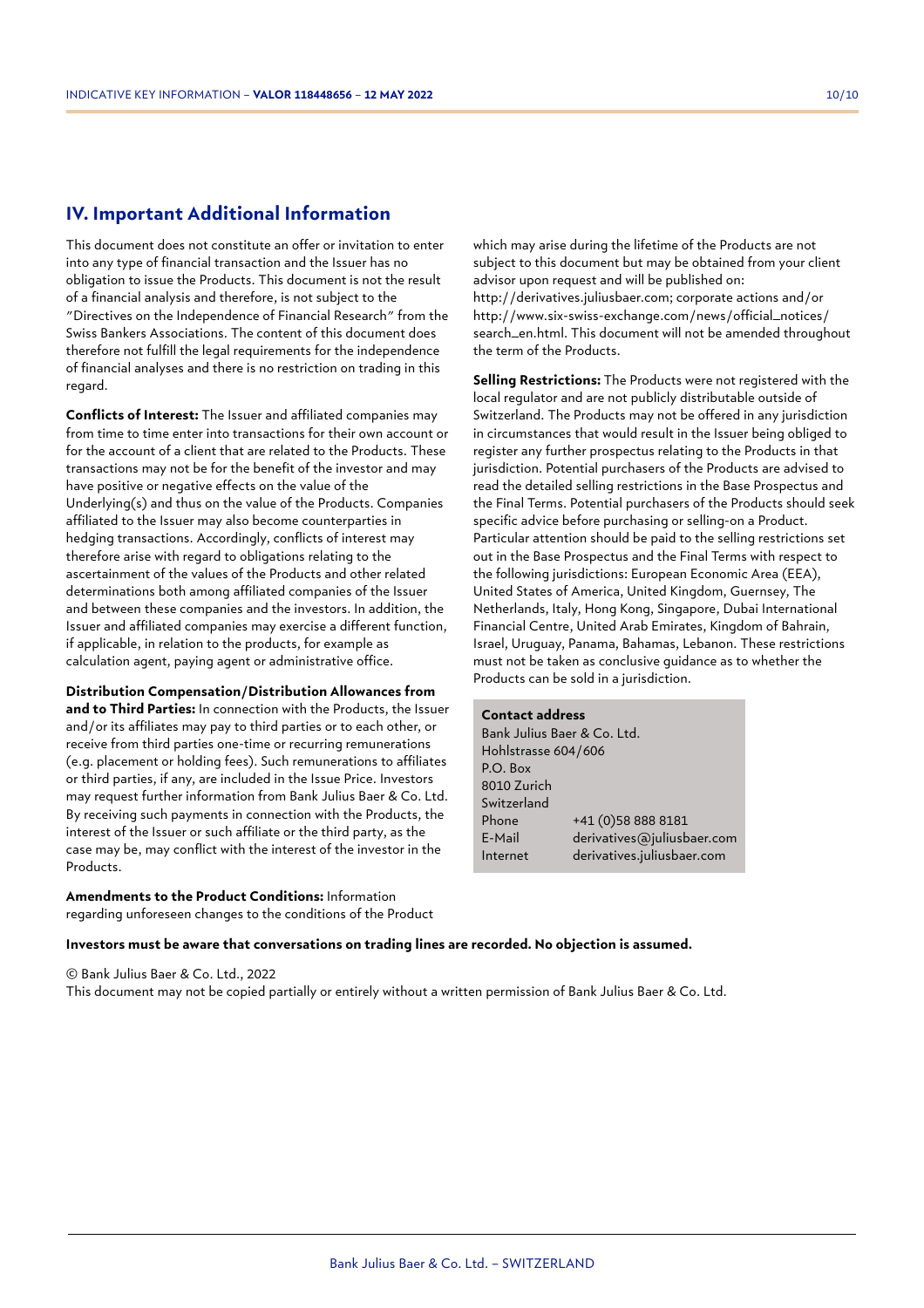## IV. Important Additional Information

This document does not constitute an offer or invitation to enter into any type of financial transaction and the Issuer has no obligation to issue the Products. This document is not the result of a financial analysis and therefore, is not subject to the "Directives on the Independence of Financial Research" from the Swiss Bankers Associations. The content of this document does therefore not fulfill the legal requirements for the independence of financial analyses and there is no restriction on trading in this regard.

**Conflicts of Interest:** The Issuer and affiliated companies may from time to time enter into transactions for their own account or for the account of a client that are related to the Products. These transactions may not be for the benefit of the investor and may have positive or negative effects on the value of the Underlying(s) and thus on the value of the Products. Companies affiliated to the Issuer may also become counterparties in hedging transactions. Accordingly, conflicts of interest may therefore arise with regard to obligations relating to the ascertainment of the values of the Products and other related determinations both among affiliated companies of the Issuer and between these companies and the investors. In addition, the Issuer and affiliated companies may exercise a different function, if applicable, in relation to the products, for example as calculation agent, paying agent or administrative office.

**Distribution Compensation/Distribution Allowances from and to Third Parties:** In connection with the Products, the Issuer and/or its affiliates may pay to third parties or to each other, or receive from third parties one-time or recurring remunerations (e.g. placement or holding fees). Such remunerations to affiliates or third parties, if any, are included in the Issue Price. Investors may request further information from Bank Julius Baer & Co. Ltd. By receiving such payments in connection with the Products, the interest of the Issuer or such affiliate or the third party, as the case may be, may conflict with the interest of the investor in the Products.

**Amendments to the Product Conditions:** Information regarding unforeseen changes to the conditions of the Product which may arise during the lifetime of the Products are not subject to this document but may be obtained from your client advisor upon request and will be published on: http://derivatives.juliusbaer.com; corporate actions and/or http://www.six-swiss-exchange.com/news/official_notices/search_en.html. This document will not be amended throughout the term of the Products.

**Selling Restrictions:** The Products were not registered with the local regulator and are not publicly distributable outside of Switzerland. The Products may not be offered in any jurisdiction in circumstances that would result in the Issuer being obliged to register any further prospectus relating to the Products in that jurisdiction. Potential purchasers of the Products are advised to read the detailed selling restrictions in the Base Prospectus and the Final Terms. Potential purchasers of the Products should seek specific advice before purchasing or selling-on a Product. Particular attention should be paid to the selling restrictions set out in the Base Prospectus and the Final Terms with respect to the following jurisdictions: European Economic Area (EEA), United States of America, United Kingdom, Guernsey, The Netherlands, Italy, Hong Kong, Singapore, Dubai International Financial Centre, United Arab Emirates, Kingdom of Bahrain, Israel, Uruguay, Panama, Bahamas, Lebanon. These restrictions must not be taken as conclusive guidance as to whether the Products can be sold in a jurisdiction.

**Contact address**
Bank Julius Baer & Co. Ltd.
Hohlstrasse 604/606
P.O. Box
8010 Zurich
Switzerland

| | |
|---|---|
| Phone | +41 (0)58 888 8181 |
| E-Mail | derivatives@juliusbaer.com |
| Internet | derivatives.juliusbaer.com |

**Investors must be aware that conversations on trading lines are recorded. No objection is assumed.**

© Bank Julius Baer & Co. Ltd., 2022
This document may not be copied partially or entirely without a written permission of Bank Julius Baer & Co. Ltd.